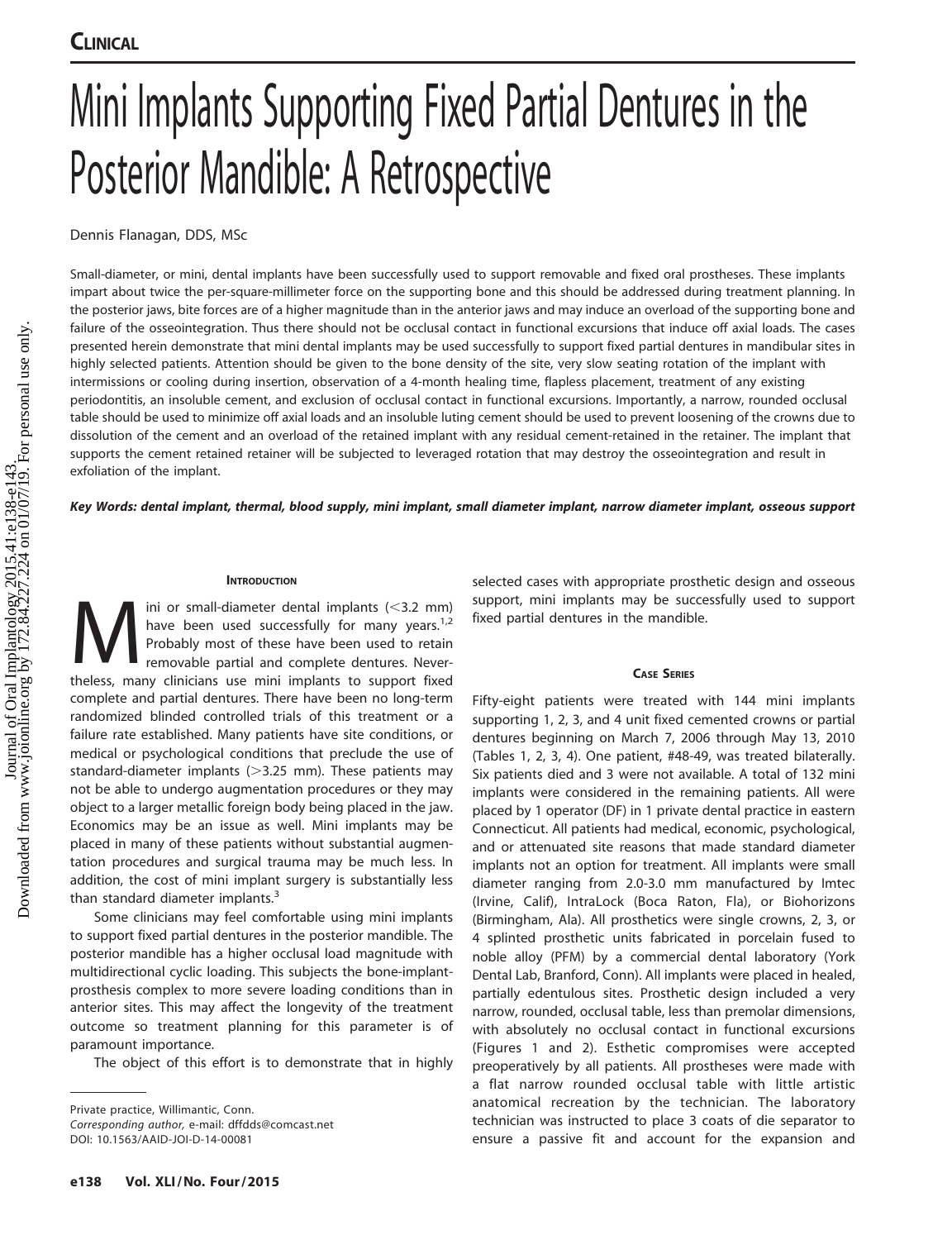# Mini Implants Supporting Fixed Partial Dentures in the Posterior Mandible: A Retrospective

Dennis Flanagan, DDS, MSc

Small-diameter, or mini, dental implants have been successfully used to support removable and fixed oral prostheses. These implants impart about twice the per-square-millimeter force on the supporting bone and this should be addressed during treatment planning. In the posterior jaws, bite forces are of a higher magnitude than in the anterior jaws and may induce an overload of the supporting bone and failure of the osseointegration. Thus there should not be occlusal contact in functional excursions that induce off axial loads. The cases presented herein demonstrate that mini dental implants may be used successfully to support fixed partial dentures in mandibular sites in highly selected patients. Attention should be given to the bone density of the site, very slow seating rotation of the implant with intermissions or cooling during insertion, observation of a 4-month healing time, flapless placement, treatment of any existing periodontitis, an insoluble cement, and exclusion of occlusal contact in functional excursions. Importantly, a narrow, rounded occlusal table should be used to minimize off axial loads and an insoluble luting cement should be used to prevent loosening of the crowns due to dissolution of the cement and an overload of the retained implant with any residual cement-retained in the retainer. The implant that supports the cement retained retainer will be subjected to leveraged rotation that may destroy the osseointegration and result in exfoliation of the implant.

***Key Words: dental implant, thermal, blood supply, mini implant, small diameter implant, narrow diameter implant, osseous support***

## Introduction

Mini or small-diameter dental implants (<3.2 mm) have been used successfully for many years.[1,2] Probably most of these have been used to retain removable partial and complete dentures. Nevertheless, many clinicians use mini implants to support fixed complete and partial dentures. There have been no long-term randomized blinded controlled trials of this treatment or a failure rate established. Many patients have site conditions, or medical or psychological conditions that preclude the use of standard-diameter implants (>3.25 mm). These patients may not be able to undergo augmentation procedures or they may object to a larger metallic foreign body being placed in the jaw. Economics may be an issue as well. Mini implants may be placed in many of these patients without substantial augmentation procedures and surgical trauma may be much less. In addition, the cost of mini implant surgery is substantially less than standard diameter implants.[3]

Some clinicians may feel comfortable using mini implants to support fixed partial dentures in the posterior mandible. The posterior mandible has a higher occlusal load magnitude with multidirectional cyclic loading. This subjects the bone-implant-prosthesis complex to more severe loading conditions than in anterior sites. This may affect the longevity of the treatment outcome so treatment planning for this parameter is of paramount importance.

The object of this effort is to demonstrate that in highly selected cases with appropriate prosthetic design and osseous support, mini implants may be successfully used to support fixed partial dentures in the mandible.

## Case Series

Fifty-eight patients were treated with 144 mini implants supporting 1, 2, 3, and 4 unit fixed cemented crowns or partial dentures beginning on March 7, 2006 through May 13, 2010 (Tables 1, 2, 3, 4). One patient, #48-49, was treated bilaterally. Six patients died and 3 were not available. A total of 132 mini implants were considered in the remaining patients. All were placed by 1 operator (DF) in 1 private dental practice in eastern Connecticut. All patients had medical, economic, psychological, and or attenuated site reasons that made standard diameter implants not an option for treatment. All implants were small diameter ranging from 2.0-3.0 mm manufactured by Imtec (Irvine, Calif), IntraLock (Boca Raton, Fla), or Biohorizons (Birmingham, Ala). All prosthetics were single crowns, 2, 3, or 4 splinted prosthetic units fabricated in porcelain fused to noble alloy (PFM) by a commercial dental laboratory (York Dental Lab, Branford, Conn). All implants were placed in healed, partially edentulous sites. Prosthetic design included a very narrow, rounded, occlusal table, less than premolar dimensions, with absolutely no occlusal contact in functional excursions (Figures 1 and 2). Esthetic compromises were accepted preoperatively by all patients. All prostheses were made with a flat narrow rounded occlusal table with little artistic anatomical recreation by the technician. The laboratory technician was instructed to place 3 coats of die separator to ensure a passive fit and account for the expansion and

Private practice, Willimantic, Conn.
*Corresponding author,* e-mail: dffdds@comcast.net
DOI: 10.1563/AAID-JOI-D-14-00081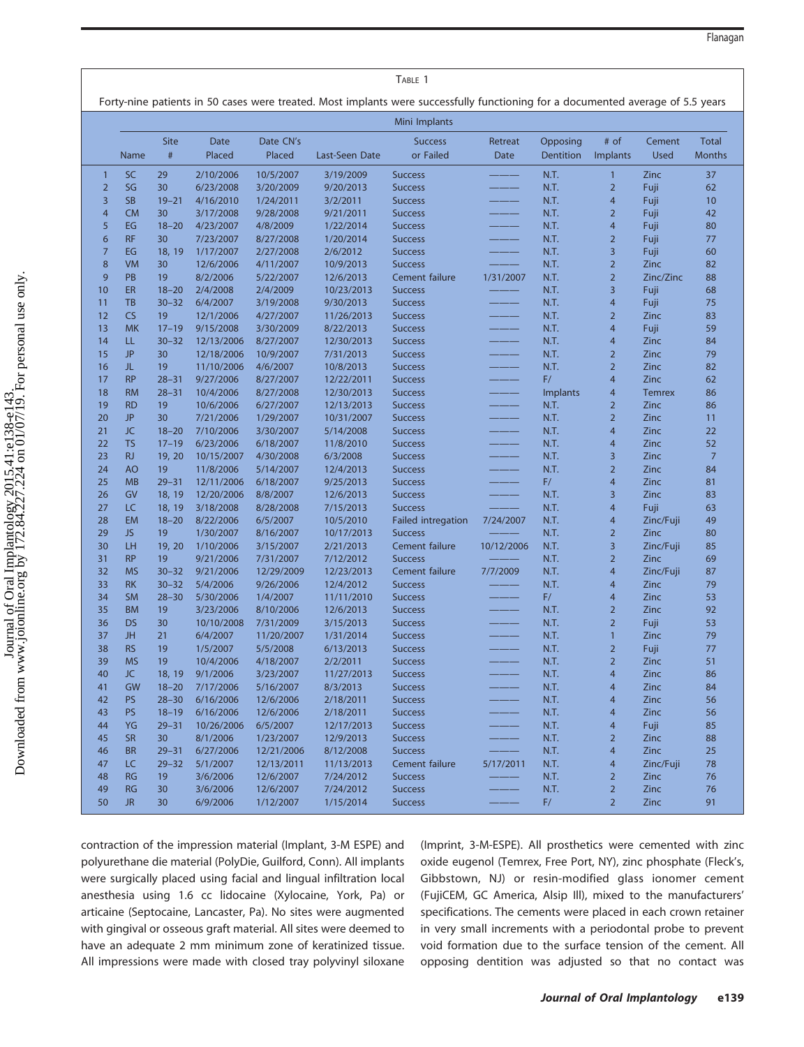Table 1

Forty-nine patients in 50 cases were treated. Most implants were successfully functioning for a documented average of 5.5 years

| | Mini Implants | | | | | | | | | | |
|---|---|---|---|---|---|---|---|---|---|---|---|
| | Name | Site # | Date Placed | Date CN's Placed | Last-Seen Date | Success or Failed | Retreat Date | Opposing Dentition | # of Implants | Cement Used | Total Months |
| 1 | SC | 29 | 2/10/2006 | 10/5/2007 | 3/19/2009 | Success | ——— | N.T. | 1 | Zinc | 37 |
| 2 | SG | 30 | 6/23/2008 | 3/20/2009 | 9/20/2013 | Success | ——— | N.T. | 2 | Fuji | 62 |
| 3 | SB | 19–21 | 4/16/2010 | 1/24/2011 | 3/2/2011 | Success | ——— | N.T. | 4 | Fuji | 10 |
| 4 | CM | 30 | 3/17/2008 | 9/28/2008 | 9/21/2011 | Success | ——— | N.T. | 2 | Fuji | 42 |
| 5 | EG | 18–20 | 4/23/2007 | 4/8/2009 | 1/22/2014 | Success | ——— | N.T. | 4 | Fuji | 80 |
| 6 | RF | 30 | 7/23/2007 | 8/27/2008 | 1/20/2014 | Success | ——— | N.T. | 2 | Fuji | 77 |
| 7 | EG | 18, 19 | 1/17/2007 | 2/27/2008 | 2/6/2012 | Success | ——— | N.T. | 3 | Fuji | 60 |
| 8 | VM | 30 | 12/6/2006 | 4/11/2007 | 10/9/2013 | Success | ——— | N.T. | 2 | Zinc | 82 |
| 9 | PB | 19 | 8/2/2006 | 5/22/2007 | 12/6/2013 | Cement failure | 1/31/2007 | N.T. | 2 | Zinc/Zinc | 88 |
| 10 | ER | 18–20 | 2/4/2008 | 2/4/2009 | 10/23/2013 | Success | ——— | N.T. | 3 | Fuji | 68 |
| 11 | TB | 30–32 | 6/4/2007 | 3/19/2008 | 9/30/2013 | Success | ——— | N.T. | 4 | Fuji | 75 |
| 12 | CS | 19 | 12/1/2006 | 4/27/2007 | 11/26/2013 | Success | ——— | N.T. | 2 | Zinc | 83 |
| 13 | MK | 17–19 | 9/15/2008 | 3/30/2009 | 8/22/2013 | Success | ——— | N.T. | 4 | Fuji | 59 |
| 14 | LL | 30–32 | 12/13/2006 | 8/27/2007 | 12/30/2013 | Success | ——— | N.T. | 4 | Zinc | 84 |
| 15 | JP | 30 | 12/18/2006 | 10/9/2007 | 7/31/2013 | Success | ——— | N.T. | 2 | Zinc | 79 |
| 16 | JL | 19 | 11/10/2006 | 4/6/2007 | 10/8/2013 | Success | ——— | N.T. | 2 | Zinc | 82 |
| 17 | RP | 28–31 | 9/27/2006 | 8/27/2007 | 12/22/2011 | Success | ——— | F/ | 4 | Zinc | 62 |
| 18 | RM | 28–31 | 10/4/2006 | 8/27/2008 | 12/30/2013 | Success | ——— | Implants | 4 | Temrex | 86 |
| 19 | RD | 19 | 10/6/2006 | 6/27/2007 | 12/13/2013 | Success | ——— | N.T. | 2 | Zinc | 86 |
| 20 | JP | 30 | 7/21/2006 | 1/29/2007 | 10/31/2007 | Success | ——— | N.T. | 2 | Zinc | 11 |
| 21 | JC | 18–20 | 7/10/2006 | 3/30/2007 | 5/14/2008 | Success | ——— | N.T. | 4 | Zinc | 22 |
| 22 | TS | 17–19 | 6/23/2006 | 6/18/2007 | 11/8/2010 | Success | ——— | N.T. | 4 | Zinc | 52 |
| 23 | RJ | 19, 20 | 10/15/2007 | 4/30/2008 | 6/3/2008 | Success | ——— | N.T. | 3 | Zinc | 7 |
| 24 | AO | 19 | 11/8/2006 | 5/14/2007 | 12/4/2013 | Success | ——— | N.T. | 2 | Zinc | 84 |
| 25 | MB | 29–31 | 12/11/2006 | 6/18/2007 | 9/25/2013 | Success | ——— | F/ | 4 | Zinc | 81 |
| 26 | GV | 18, 19 | 12/20/2006 | 8/8/2007 | 12/6/2013 | Success | ——— | N.T. | 3 | Zinc | 83 |
| 27 | LC | 18, 19 | 3/18/2008 | 8/28/2008 | 7/15/2013 | Success | ——— | N.T. | 4 | Fuji | 63 |
| 28 | EM | 18–20 | 8/22/2006 | 6/5/2007 | 10/5/2010 | Failed intregation | 7/24/2007 | N.T. | 4 | Zinc/Fuji | 49 |
| 29 | JS | 19 | 1/30/2007 | 8/16/2007 | 10/17/2013 | Success | ——— | N.T. | 2 | Zinc | 80 |
| 30 | LH | 19, 20 | 1/10/2006 | 3/15/2007 | 2/21/2013 | Cement failure | 10/12/2006 | N.T. | 3 | Zinc/Fuji | 85 |
| 31 | RP | 19 | 9/21/2006 | 7/31/2007 | 7/12/2012 | Success | ——— | N.T. | 2 | Zinc | 69 |
| 32 | MS | 30–32 | 9/21/2006 | 12/29/2009 | 12/23/2013 | Cement failure | 7/7/2009 | N.T. | 4 | Zinc/Fuji | 87 |
| 33 | RK | 30–32 | 5/4/2006 | 9/26/2006 | 12/4/2012 | Success | ——— | N.T. | 4 | Zinc | 79 |
| 34 | SM | 28–30 | 5/30/2006 | 1/4/2007 | 11/11/2010 | Success | ——— | F/ | 4 | Zinc | 53 |
| 35 | BM | 19 | 3/23/2006 | 8/10/2006 | 12/6/2013 | Success | ——— | N.T. | 2 | Zinc | 92 |
| 36 | DS | 30 | 10/10/2008 | 7/31/2009 | 3/15/2013 | Success | ——— | N.T. | 2 | Fuji | 53 |
| 37 | JH | 21 | 6/4/2007 | 11/20/2007 | 1/31/2014 | Success | ——— | N.T. | 1 | Zinc | 79 |
| 38 | RS | 19 | 1/5/2007 | 5/5/2008 | 6/13/2013 | Success | ——— | N.T. | 2 | Fuji | 77 |
| 39 | MS | 19 | 10/4/2006 | 4/18/2007 | 2/2/2011 | Success | ——— | N.T. | 2 | Zinc | 51 |
| 40 | JC | 18, 19 | 9/1/2006 | 3/23/2007 | 11/27/2013 | Success | ——— | N.T. | 4 | Zinc | 86 |
| 41 | GW | 18–20 | 7/17/2006 | 5/16/2007 | 8/3/2013 | Success | ——— | N.T. | 4 | Zinc | 84 |
| 42 | PS | 28–30 | 6/16/2006 | 12/6/2006 | 2/18/2011 | Success | ——— | N.T. | 4 | Zinc | 56 |
| 43 | PS | 18–19 | 6/16/2006 | 12/6/2006 | 2/18/2011 | Success | ——— | N.T. | 4 | Zinc | 56 |
| 44 | YG | 29–31 | 10/26/2006 | 6/5/2007 | 12/17/2013 | Success | ——— | N.T. | 4 | Fuji | 85 |
| 45 | SR | 30 | 8/1/2006 | 1/23/2007 | 12/9/2013 | Success | ——— | N.T. | 2 | Zinc | 88 |
| 46 | BR | 29–31 | 6/27/2006 | 12/21/2006 | 8/12/2008 | Success | ——— | N.T. | 4 | Zinc | 25 |
| 47 | LC | 29–32 | 5/1/2007 | 12/13/2011 | 11/13/2013 | Cement failure | 5/17/2011 | N.T. | 4 | Zinc/Fuji | 78 |
| 48 | RG | 19 | 3/6/2006 | 12/6/2007 | 7/24/2012 | Success | ——— | N.T. | 2 | Zinc | 76 |
| 49 | RG | 30 | 3/6/2006 | 12/6/2007 | 7/24/2012 | Success | ——— | N.T. | 2 | Zinc | 76 |
| 50 | JR | 30 | 6/9/2006 | 1/12/2007 | 1/15/2014 | Success | ——— | F/ | 2 | Zinc | 91 |

contraction of the impression material (Implant, 3-M ESPE) and polyurethane die material (PolyDie, Guilford, Conn). All implants were surgically placed using facial and lingual infiltration local anesthesia using 1.6 cc lidocaine (Xylocaine, York, Pa) or articaine (Septocaine, Lancaster, Pa). No sites were augmented with gingival or osseous graft material. All sites were deemed to have an adequate 2 mm minimum zone of keratinized tissue. All impressions were made with closed tray polyvinyl siloxane (Imprint, 3-M-ESPE). All prosthetics were cemented with zinc oxide eugenol (Temrex, Free Port, NY), zinc phosphate (Fleck's, Gibbstown, NJ) or resin-modified glass ionomer cement (FujiCEM, GC America, Alsip Ill), mixed to the manufacturers' specifications. The cements were placed in each crown retainer in very small increments with a periodontal probe to prevent void formation due to the surface tension of the cement. All opposing dentition was adjusted so that no contact was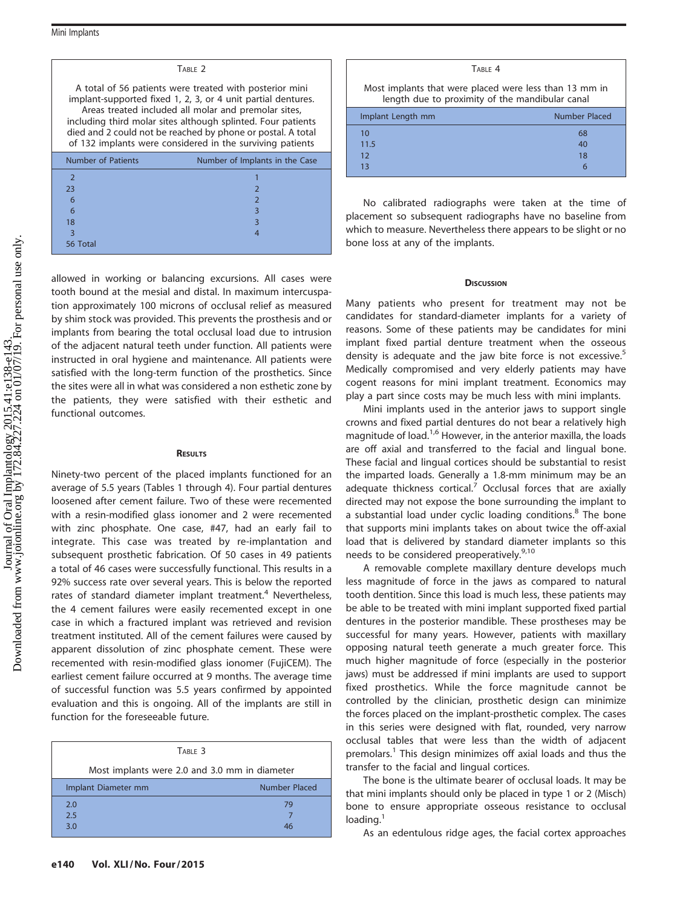Table 2

A total of 56 patients were treated with posterior mini implant-supported fixed 1, 2, 3, or 4 unit partial dentures. Areas treated included all molar and premolar sites, including third molar sites although splinted. Four patients died and 2 could not be reached by phone or postal. A total of 132 implants were considered in the surviving patients

| Number of Patients | Number of Implants in the Case |
|---|---|
| 2 | 1 |
| 23 | 2 |
| 6 | 2 |
| 6 | 3 |
| 18 | 3 |
| 3 | 4 |
| 56 Total | |

allowed in working or balancing excursions. All cases were tooth bound at the mesial and distal. In maximum intercuspation approximately 100 microns of occlusal relief as measured by shim stock was provided. This prevents the prosthesis and or implants from bearing the total occlusal load due to intrusion of the adjacent natural teeth under function. All patients were instructed in oral hygiene and maintenance. All patients were satisfied with the long-term function of the prosthetics. Since the sites were all in what was considered a non esthetic zone by the patients, they were satisfied with their esthetic and functional outcomes.

## Results

Ninety-two percent of the placed implants functioned for an average of 5.5 years (Tables 1 through 4). Four partial dentures loosened after cement failure. Two of these were recemented with a resin-modified glass ionomer and 2 were recemented with zinc phosphate. One case, #47, had an early fail to integrate. This case was treated by re-implantation and subsequent prosthetic fabrication. Of 50 cases in 49 patients a total of 46 cases were successfully functional. This results in a 92% success rate over several years. This is below the reported rates of standard diameter implant treatment.[4] Nevertheless, the 4 cement failures were easily recemented except in one case in which a fractured implant was retrieved and revision treatment instituted. All of the cement failures were caused by apparent dissolution of zinc phosphate cement. These were recemented with resin-modified glass ionomer (FujiCEM). The earliest cement failure occurred at 9 months. The average time of successful function was 5.5 years confirmed by appointed evaluation and this is ongoing. All of the implants are still in function for the foreseeable future.

Table 3

Most implants were 2.0 and 3.0 mm in diameter

| Implant Diameter mm | Number Placed |
|---|---|
| 2.0 | 79 |
| 2.5 | 7 |
| 3.0 | 46 |

Table 4

Most implants that were placed were less than 13 mm in length due to proximity of the mandibular canal

| Implant Length mm | Number Placed |
|---|---|
| 10 | 68 |
| 11.5 | 40 |
| 12 | 18 |
| 13 | 6 |

No calibrated radiographs were taken at the time of placement so subsequent radiographs have no baseline from which to measure. Nevertheless there appears to be slight or no bone loss at any of the implants.

## Discussion

Many patients who present for treatment may not be candidates for standard-diameter implants for a variety of reasons. Some of these patients may be candidates for mini implant fixed partial denture treatment when the osseous density is adequate and the jaw bite force is not excessive.[5] Medically compromised and very elderly patients may have cogent reasons for mini implant treatment. Economics may play a part since costs may be much less with mini implants.

Mini implants used in the anterior jaws to support single crowns and fixed partial dentures do not bear a relatively high magnitude of load.[1,6] However, in the anterior maxilla, the loads are off axial and transferred to the facial and lingual bone. These facial and lingual cortices should be substantial to resist the imparted loads. Generally a 1.8-mm minimum may be an adequate thickness cortical.[7] Occlusal forces that are axially directed may not expose the bone surrounding the implant to a substantial load under cyclic loading conditions.[8] The bone that supports mini implants takes on about twice the off-axial load that is delivered by standard diameter implants so this needs to be considered preoperatively.[9,10]

A removable complete maxillary denture develops much less magnitude of force in the jaws as compared to natural tooth dentition. Since this load is much less, these patients may be able to be treated with mini implant supported fixed partial dentures in the posterior mandible. These prostheses may be successful for many years. However, patients with maxillary opposing natural teeth generate a much greater force. This much higher magnitude of force (especially in the posterior jaws) must be addressed if mini implants are used to support fixed prosthetics. While the force magnitude cannot be controlled by the clinician, prosthetic design can minimize the forces placed on the implant-prosthetic complex. The cases in this series were designed with flat, rounded, very narrow occlusal tables that were less than the width of adjacent premolars.[1] This design minimizes off axial loads and thus the transfer to the facial and lingual cortices.

The bone is the ultimate bearer of occlusal loads. It may be that mini implants should only be placed in type 1 or 2 (Misch) bone to ensure appropriate osseous resistance to occlusal loading.[1]

As an edentulous ridge ages, the facial cortex approaches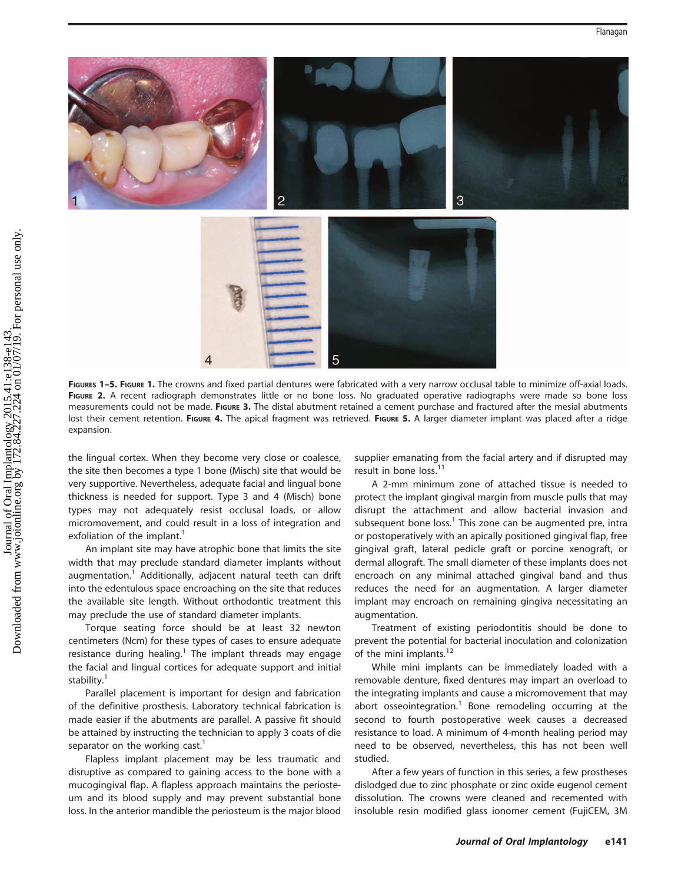FIGURES 1–5. FIGURE 1. The crowns and fixed partial dentures were fabricated with a very narrow occlusal table to minimize off-axial loads. FIGURE 2. A recent radiograph demonstrates little or no bone loss. No graduated operative radiographs were made so bone loss measurements could not be made. FIGURE 3. The distal abutment retained a cement purchase and fractured after the mesial abutments lost their cement retention. FIGURE 4. The apical fragment was retrieved. FIGURE 5. A larger diameter implant was placed after a ridge expansion.

the lingual cortex. When they become very close or coalesce, the site then becomes a type 1 bone (Misch) site that would be very supportive. Nevertheless, adequate facial and lingual bone thickness is needed for support. Type 3 and 4 (Misch) bone types may not adequately resist occlusal loads, or allow micromovement, and could result in a loss of integration and exfoliation of the implant.[1]

An implant site may have atrophic bone that limits the site width that may preclude standard diameter implants without augmentation.[1] Additionally, adjacent natural teeth can drift into the edentulous space encroaching on the site that reduces the available site length. Without orthodontic treatment this may preclude the use of standard diameter implants.

Torque seating force should be at least 32 newton centimeters (Ncm) for these types of cases to ensure adequate resistance during healing.[1] The implant threads may engage the facial and lingual cortices for adequate support and initial stability.[1]

Parallel placement is important for design and fabrication of the definitive prosthesis. Laboratory technical fabrication is made easier if the abutments are parallel. A passive fit should be attained by instructing the technician to apply 3 coats of die separator on the working cast.[1]

Flapless implant placement may be less traumatic and disruptive as compared to gaining access to the bone with a mucogingival flap. A flapless approach maintains the periosteum and its blood supply and may prevent substantial bone loss. In the anterior mandible the periosteum is the major blood supplier emanating from the facial artery and if disrupted may result in bone loss.[11]

A 2-mm minimum zone of attached tissue is needed to protect the implant gingival margin from muscle pulls that may disrupt the attachment and allow bacterial invasion and subsequent bone loss.[1] This zone can be augmented pre, intra or postoperatively with an apically positioned gingival flap, free gingival graft, lateral pedicle graft or porcine xenograft, or dermal allograft. The small diameter of these implants does not encroach on any minimal attached gingival band and thus reduces the need for an augmentation. A larger diameter implant may encroach on remaining gingiva necessitating an augmentation.

Treatment of existing periodontitis should be done to prevent the potential for bacterial inoculation and colonization of the mini implants.[12]

While mini implants can be immediately loaded with a removable denture, fixed dentures may impart an overload to the integrating implants and cause a micromovement that may abort osseointegration.[1] Bone remodeling occurring at the second to fourth postoperative week causes a decreased resistance to load. A minimum of 4-month healing period may need to be observed, nevertheless, this has not been well studied.

After a few years of function in this series, a few prostheses dislodged due to zinc phosphate or zinc oxide eugenol cement dissolution. The crowns were cleaned and recemented with insoluble resin modified glass ionomer cement (FujiCEM, 3M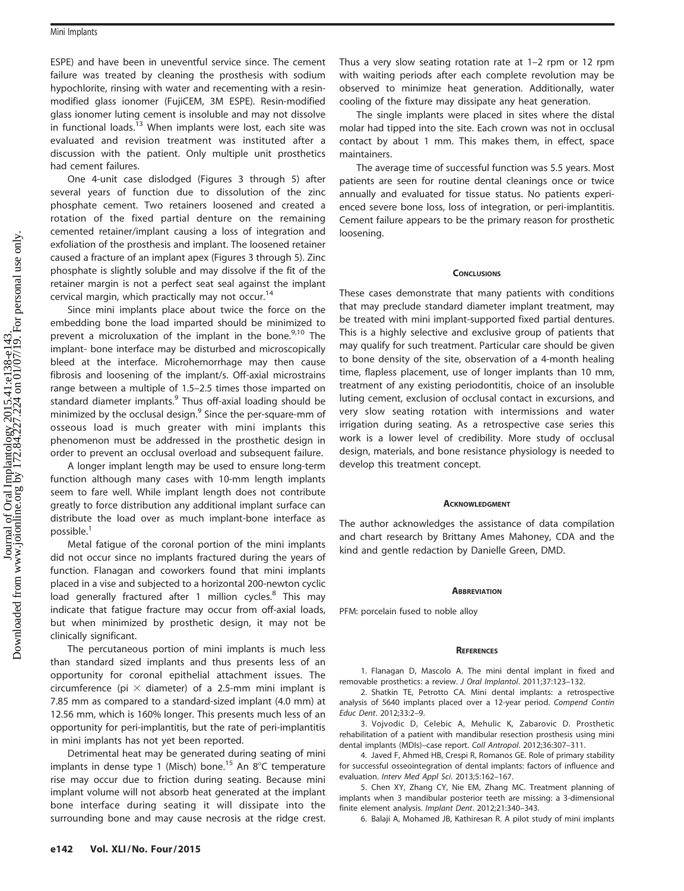ESPE) and have been in uneventful service since. The cement failure was treated by cleaning the prosthesis with sodium hypochlorite, rinsing with water and recementing with a resin-modified glass ionomer (FujiCEM, 3M ESPE). Resin-modified glass ionomer luting cement is insoluble and may not dissolve in functional loads.[13] When implants were lost, each site was evaluated and revision treatment was instituted after a discussion with the patient. Only multiple unit prosthetics had cement failures.

One 4-unit case dislodged (Figures 3 through 5) after several years of function due to dissolution of the zinc phosphate cement. Two retainers loosened and created a rotation of the fixed partial denture on the remaining cemented retainer/implant causing a loss of integration and exfoliation of the prosthesis and implant. The loosened retainer caused a fracture of an implant apex (Figures 3 through 5). Zinc phosphate is slightly soluble and may dissolve if the fit of the retainer margin is not a perfect seat seal against the implant cervical margin, which practically may not occur.[14]

Since mini implants place about twice the force on the embedding bone the load imparted should be minimized to prevent a microluxation of the implant in the bone.[9,10] The implant- bone interface may be disturbed and microscopically bleed at the interface. Microhemorrhage may then cause fibrosis and loosening of the implant/s. Off-axial microstrains range between a multiple of 1.5–2.5 times those imparted on standard diameter implants.[9] Thus off-axial loading should be minimized by the occlusal design.[9] Since the per-square-mm of osseous load is much greater with mini implants this phenomenon must be addressed in the prosthetic design in order to prevent an occlusal overload and subsequent failure.

A longer implant length may be used to ensure long-term function although many cases with 10-mm length implants seem to fare well. While implant length does not contribute greatly to force distribution any additional implant surface can distribute the load over as much implant-bone interface as possible.[1]

Metal fatigue of the coronal portion of the mini implants did not occur since no implants fractured during the years of function. Flanagan and coworkers found that mini implants placed in a vise and subjected to a horizontal 200-newton cyclic load generally fractured after 1 million cycles.[8] This may indicate that fatigue fracture may occur from off-axial loads, but when minimized by prosthetic design, it may not be clinically significant.

The percutaneous portion of mini implants is much less than standard sized implants and thus presents less of an opportunity for coronal epithelial attachment issues. The circumference (pi $\times$ diameter) of a 2.5-mm mini implant is 7.85 mm as compared to a standard-sized implant (4.0 mm) at 12.56 mm, which is 160% longer. This presents much less of an opportunity for peri-implantitis, but the rate of peri-implantitis in mini implants has not yet been reported.

Detrimental heat may be generated during seating of mini implants in dense type 1 (Misch) bone.[15] An 8°C temperature rise may occur due to friction during seating. Because mini implant volume will not absorb heat generated at the implant bone interface during seating it will dissipate into the surrounding bone and may cause necrosis at the ridge crest. Thus a very slow seating rotation rate at 1–2 rpm or 12 rpm with waiting periods after each complete revolution may be observed to minimize heat generation. Additionally, water cooling of the fixture may dissipate any heat generation.

The single implants were placed in sites where the distal molar had tipped into the site. Each crown was not in occlusal contact by about 1 mm. This makes them, in effect, space maintainers.

The average time of successful function was 5.5 years. Most patients are seen for routine dental cleanings once or twice annually and evaluated for tissue status. No patients experienced severe bone loss, loss of integration, or peri-implantitis. Cement failure appears to be the primary reason for prosthetic loosening.

## Conclusions

These cases demonstrate that many patients with conditions that may preclude standard diameter implant treatment, may be treated with mini implant-supported fixed partial dentures. This is a highly selective and exclusive group of patients that may qualify for such treatment. Particular care should be given to bone density of the site, observation of a 4-month healing time, flapless placement, use of longer implants than 10 mm, treatment of any existing periodontitis, choice of an insoluble luting cement, exclusion of occlusal contact in excursions, and very slow seating rotation with intermissions and water irrigation during seating. As a retrospective case series this work is a lower level of credibility. More study of occlusal design, materials, and bone resistance physiology is needed to develop this treatment concept.

## Acknowledgment

The author acknowledges the assistance of data compilation and chart research by Brittany Ames Mahoney, CDA and the kind and gentle redaction by Danielle Green, DMD.

## Abbreviation

PFM: porcelain fused to noble alloy

## References

1. Flanagan D, Mascolo A. The mini dental implant in fixed and removable prosthetics: a review. *J Oral Implantol*. 2011;37:123–132.

2. Shatkin TE, Petrotto CA. Mini dental implants: a retrospective analysis of 5640 implants placed over a 12-year period. *Compend Contin Educ Dent*. 2012;33:2–9.

3. Vojvodic D, Celebic A, Mehulic K, Zabarovic D. Prosthetic rehabilitation of a patient with mandibular resection prosthesis using mini dental implants (MDIs)–case report. *Coll Antropol*. 2012;36:307–311.

4. Javed F, Ahmed HB, Crespi R, Romanos GE. Role of primary stability for successful osseointegration of dental implants: factors of influence and evaluation. *Interv Med Appl Sci*. 2013;5:162–167.

5. Chen XY, Zhang CY, Nie EM, Zhang MC. Treatment planning of implants when 3 mandibular posterior teeth are missing: a 3-dimensional finite element analysis. *Implant Dent*. 2012;21:340–343.

6. Balaji A, Mohamed JB, Kathiresan R. A pilot study of mini implants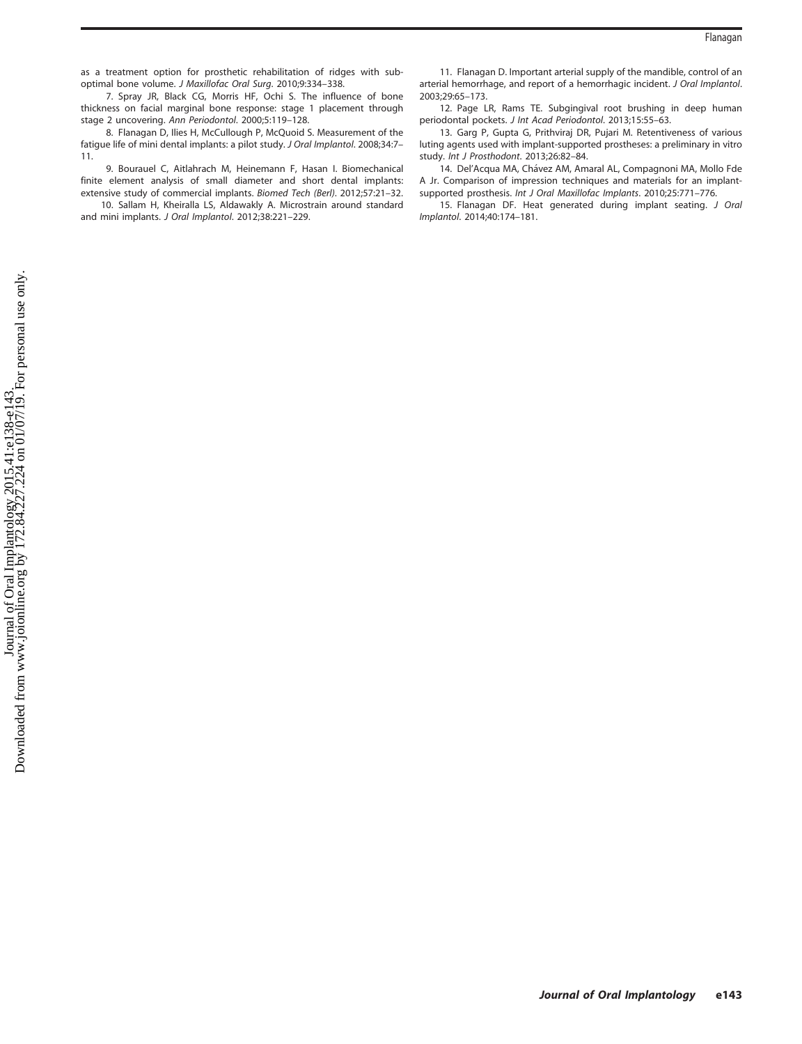as a treatment option for prosthetic rehabilitation of ridges with sub-optimal bone volume. *J Maxillofac Oral Surg*. 2010;9:334–338.

7. Spray JR, Black CG, Morris HF, Ochi S. The influence of bone thickness on facial marginal bone response: stage 1 placement through stage 2 uncovering. *Ann Periodontol*. 2000;5:119–128.

8. Flanagan D, Ilies H, McCullough P, McQuoid S. Measurement of the fatigue life of mini dental implants: a pilot study. *J Oral Implantol*. 2008;34:7–11.

9. Bourauel C, Aitlahrach M, Heinemann F, Hasan I. Biomechanical finite element analysis of small diameter and short dental implants: extensive study of commercial implants. *Biomed Tech (Berl)*. 2012;57:21–32.

10. Sallam H, Kheiralla LS, Aldawakly A. Microstrain around standard and mini implants. *J Oral Implantol*. 2012;38:221–229.

11. Flanagan D. Important arterial supply of the mandible, control of an arterial hemorrhage, and report of a hemorrhagic incident. *J Oral Implantol*. 2003;29:65–173.

12. Page LR, Rams TE. Subgingival root brushing in deep human periodontal pockets. *J Int Acad Periodontol*. 2013;15:55–63.

13. Garg P, Gupta G, Prithviraj DR, Pujari M. Retentiveness of various luting agents used with implant-supported prostheses: a preliminary in vitro study. *Int J Prosthodont*. 2013;26:82–84.

14. Del'Acqua MA, Chávez AM, Amaral AL, Compagnoni MA, Mollo Fde A Jr. Comparison of impression techniques and materials for an implant-supported prosthesis. *Int J Oral Maxillofac Implants*. 2010;25:771–776.

15. Flanagan DF. Heat generated during implant seating. *J Oral Implantol*. 2014;40:174–181.